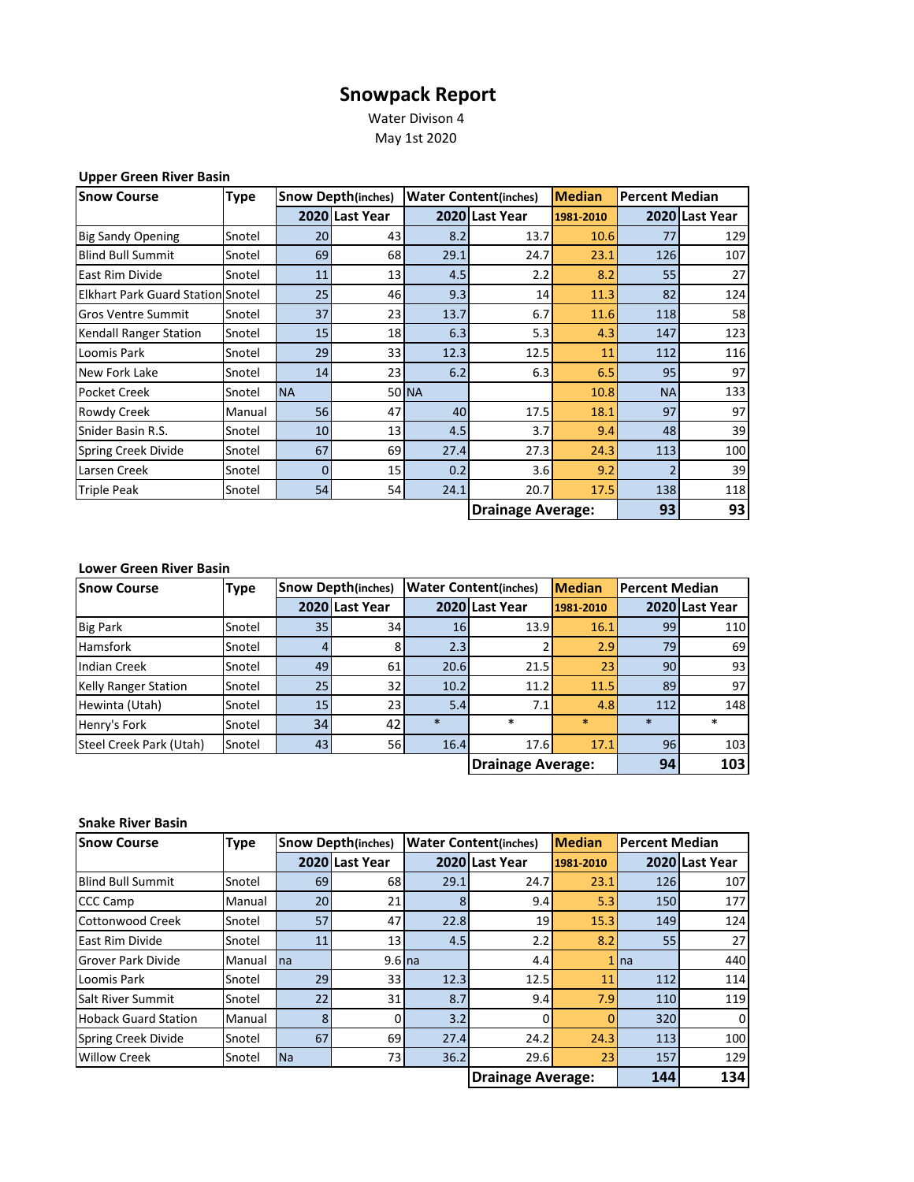# Snowpack Report

Water Divison 4

May 1st 2020

### Upper Green River Basin

| Snow Course | Type | Snow Depth(inches) | | Water Content(inches) | | Median | Percent Median | |
|---|---|---|---|---|---|---|---|---|
| | | 2020 | Last Year | 2020 | Last Year | 1981-2010 | 2020 | Last Year |
| Big Sandy Opening | Snotel | 20 | 43 | 8.2 | 13.7 | 10.6 | 77 | 129 |
| Blind Bull Summit | Snotel | 69 | 68 | 29.1 | 24.7 | 23.1 | 126 | 107 |
| East Rim Divide | Snotel | 11 | 13 | 4.5 | 2.2 | 8.2 | 55 | 27 |
| Elkhart Park Guard Station | Snotel | 25 | 46 | 9.3 | 14 | 11.3 | 82 | 124 |
| Gros Ventre Summit | Snotel | 37 | 23 | 13.7 | 6.7 | 11.6 | 118 | 58 |
| Kendall Ranger Station | Snotel | 15 | 18 | 6.3 | 5.3 | 4.3 | 147 | 123 |
| Loomis Park | Snotel | 29 | 33 | 12.3 | 12.5 | 11 | 112 | 116 |
| New Fork Lake | Snotel | 14 | 23 | 6.2 | 6.3 | 6.5 | 95 | 97 |
| Pocket Creek | Snotel | NA | 50 | NA | | 10.8 | NA | 133 |
| Rowdy Creek | Manual | 56 | 47 | 40 | 17.5 | 18.1 | 97 | 97 |
| Snider Basin R.S. | Snotel | 10 | 13 | 4.5 | 3.7 | 9.4 | 48 | 39 |
| Spring Creek Divide | Snotel | 67 | 69 | 27.4 | 27.3 | 24.3 | 113 | 100 |
| Larsen Creek | Snotel | 0 | 15 | 0.2 | 3.6 | 9.2 | 2 | 39 |
| Triple Peak | Snotel | 54 | 54 | 24.1 | 20.7 | 17.5 | 138 | 118 |
| | | | | | **Drainage Average:** | | **93** | **93** |

### Lower Green River Basin

| Snow Course | Type | Snow Depth(inches) | | Water Content(inches) | | Median | Percent Median | |
|---|---|---|---|---|---|---|---|---|
| | | 2020 | Last Year | 2020 | Last Year | 1981-2010 | 2020 | Last Year |
| Big Park | Snotel | 35 | 34 | 16 | 13.9 | 16.1 | 99 | 110 |
| Hamsfork | Snotel | 4 | 8 | 2.3 | 2 | 2.9 | 79 | 69 |
| Indian Creek | Snotel | 49 | 61 | 20.6 | 21.5 | 23 | 90 | 93 |
| Kelly Ranger Station | Snotel | 25 | 32 | 10.2 | 11.2 | 11.5 | 89 | 97 |
| Hewinta (Utah) | Snotel | 15 | 23 | 5.4 | 7.1 | 4.8 | 112 | 148 |
| Henry's Fork | Snotel | 34 | 42 | * | * | * | * | * |
| Steel Creek Park (Utah) | Snotel | 43 | 56 | 16.4 | 17.6 | 17.1 | 96 | 103 |
| | | | | | **Drainage Average:** | | **94** | **103** |

### Snake River Basin

| Snow Course | Type | Snow Depth(inches) | | Water Content(inches) | | Median | Percent Median | |
|---|---|---|---|---|---|---|---|---|
| | | 2020 | Last Year | 2020 | Last Year | 1981-2010 | 2020 | Last Year |
| Blind Bull Summit | Snotel | 69 | 68 | 29.1 | 24.7 | 23.1 | 126 | 107 |
| CCC Camp | Manual | 20 | 21 | 8 | 9.4 | 5.3 | 150 | 177 |
| Cottonwood Creek | Snotel | 57 | 47 | 22.8 | 19 | 15.3 | 149 | 124 |
| East Rim Divide | Snotel | 11 | 13 | 4.5 | 2.2 | 8.2 | 55 | 27 |
| Grover Park Divide | Manual | na | 9.6 | na | 4.4 | 1 | na | 440 |
| Loomis Park | Snotel | 29 | 33 | 12.3 | 12.5 | 11 | 112 | 114 |
| Salt River Summit | Snotel | 22 | 31 | 8.7 | 9.4 | 7.9 | 110 | 119 |
| Hoback Guard Station | Manual | 8 | 0 | 3.2 | 0 | 0 | 320 | 0 |
| Spring Creek Divide | Snotel | 67 | 69 | 27.4 | 24.2 | 24.3 | 113 | 100 |
| Willow Creek | Snotel | Na | 73 | 36.2 | 29.6 | 23 | 157 | 129 |
| | | | | | **Drainage Average:** | | **144** | **134** |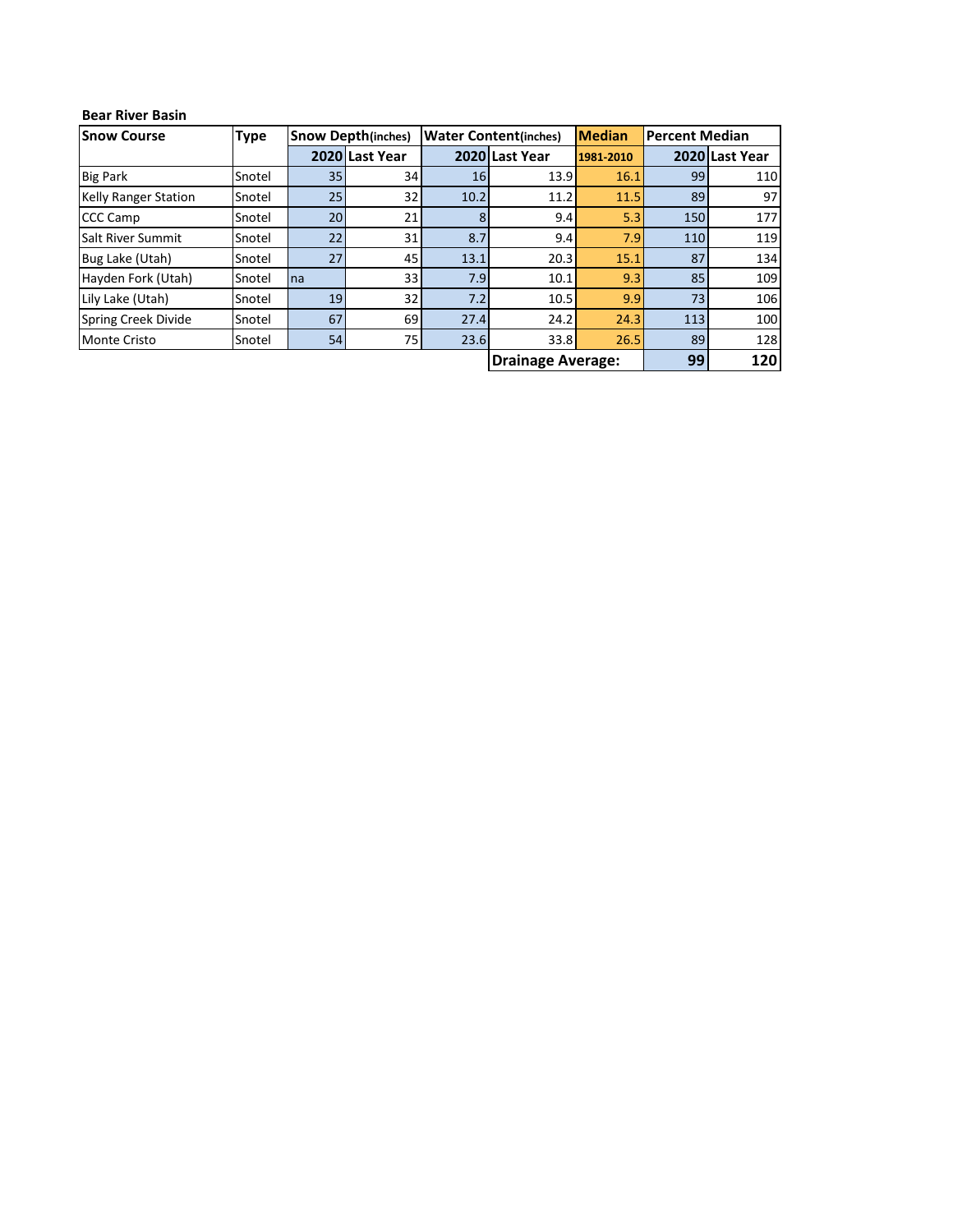**Bear River Basin**

| Snow Course | Type | Snow Depth(inches) | | Water Content(inches) | | Median | Percent Median | |
|---|---|---|---|---|---|---|---|---|
| | | 2020 | Last Year | 2020 | Last Year | 1981-2010 | 2020 | Last Year |
| Big Park | Snotel | 35 | 34 | 16 | 13.9 | 16.1 | 99 | 110 |
| Kelly Ranger Station | Snotel | 25 | 32 | 10.2 | 11.2 | 11.5 | 89 | 97 |
| CCC Camp | Snotel | 20 | 21 | 8 | 9.4 | 5.3 | 150 | 177 |
| Salt River Summit | Snotel | 22 | 31 | 8.7 | 9.4 | 7.9 | 110 | 119 |
| Bug Lake (Utah) | Snotel | 27 | 45 | 13.1 | 20.3 | 15.1 | 87 | 134 |
| Hayden Fork (Utah) | Snotel | na | 33 | 7.9 | 10.1 | 9.3 | 85 | 109 |
| Lily Lake (Utah) | Snotel | 19 | 32 | 7.2 | 10.5 | 9.9 | 73 | 106 |
| Spring Creek Divide | Snotel | 67 | 69 | 27.4 | 24.2 | 24.3 | 113 | 100 |
| Monte Cristo | Snotel | 54 | 75 | 23.6 | 33.8 | 26.5 | 89 | 128 |
| | | | | | **Drainage Average:** | | **99** | **120** |